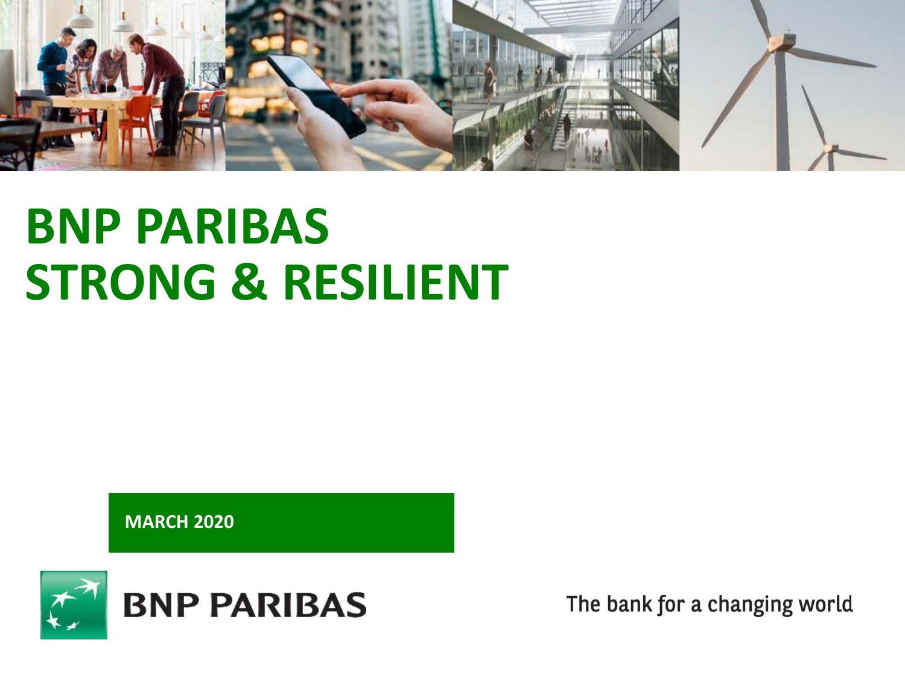# BNP PARIBAS
# STRONG & RESILIENT

**MARCH 2020**

BNP PARIBAS

The bank for a changing world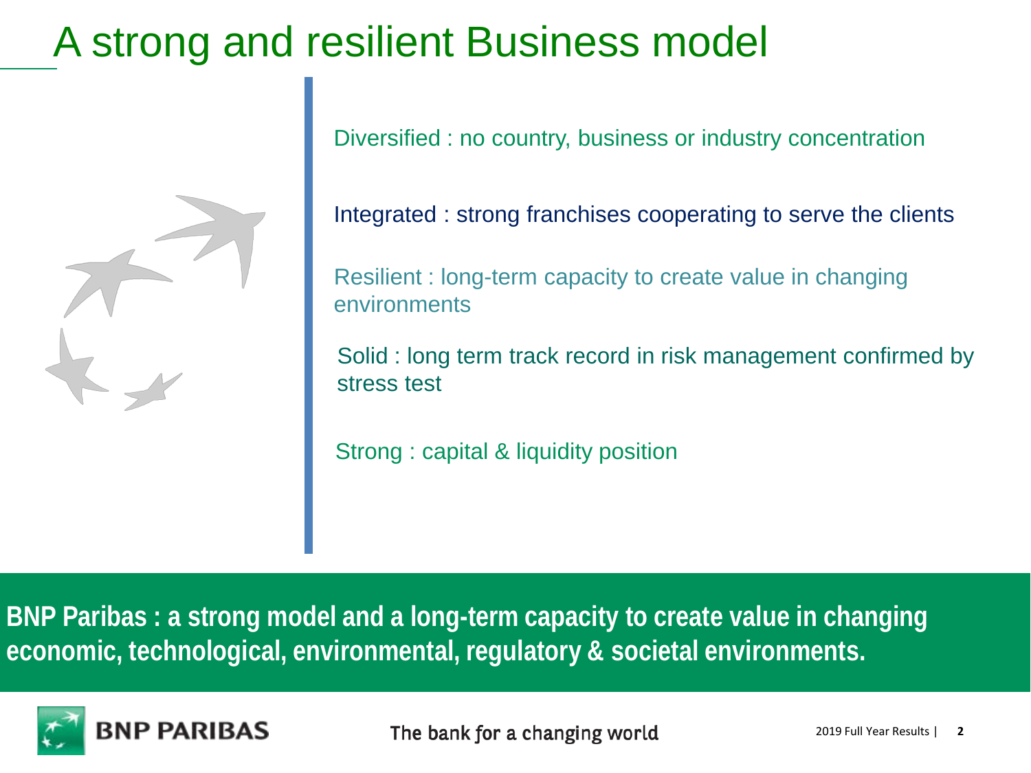# A strong and resilient Business model

Diversified : no country, business or industry concentration

Integrated : strong franchises cooperating to serve the clients

Resilient : long-term capacity to create value in changing environments

Solid : long term track record in risk management confirmed by stress test

Strong : capital & liquidity position

**BNP Paribas : a strong model and a long-term capacity to create value in changing economic, technological, environmental, regulatory & societal environments.**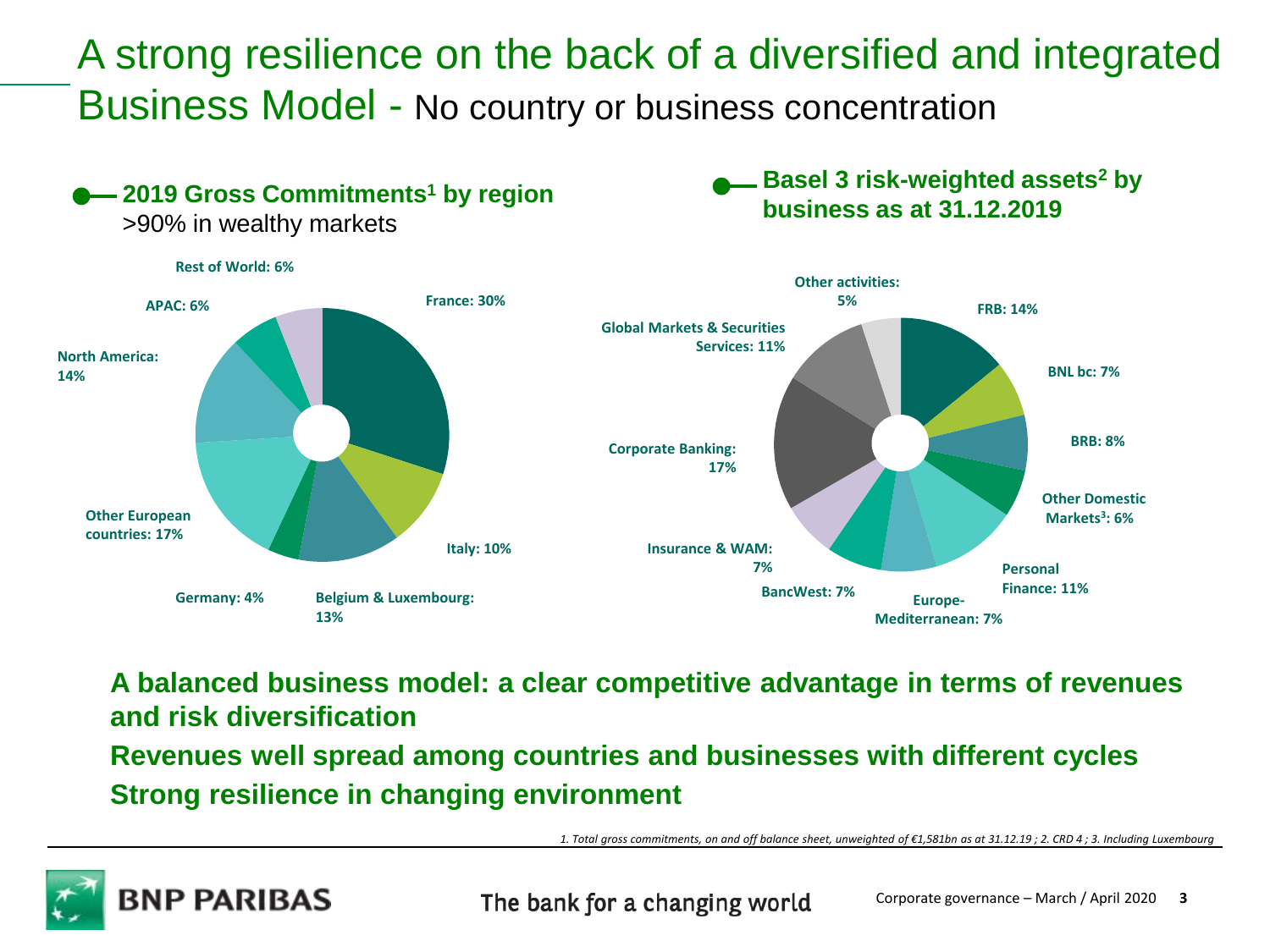# A strong resilience on the back of a diversified and integrated Business Model - No country or business concentration

## 2019 Gross Commitments[1] by region

>90% in wealthy markets

- France: 30%
- Italy: 10%
- Belgium & Luxembourg: 13%
- Germany: 4%
- Other European countries: 17%
- North America: 14%
- APAC: 6%
- Rest of World: 6%

## Basel 3 risk-weighted assets[2] by business as at 31.12.2019

- FRB: 14%
- BNL bc: 7%
- BRB: 8%
- Other Domestic Markets[3]: 6%
- Personal Finance: 11%
- Europe-Mediterranean: 7%
- BancWest: 7%
- Insurance & WAM: 7%
- Corporate Banking: 17%
- Global Markets & Securities Services: 11%
- Other activities: 5%

**A balanced business model: a clear competitive advantage in terms of revenues and risk diversification**

**Revenues well spread among countries and businesses with different cycles**

**Strong resilience in changing environment**

*1. Total gross commitments, on and off balance sheet, unweighted of €1,581bn as at 31.12.19 ; 2. CRD 4 ; 3. Including Luxembourg*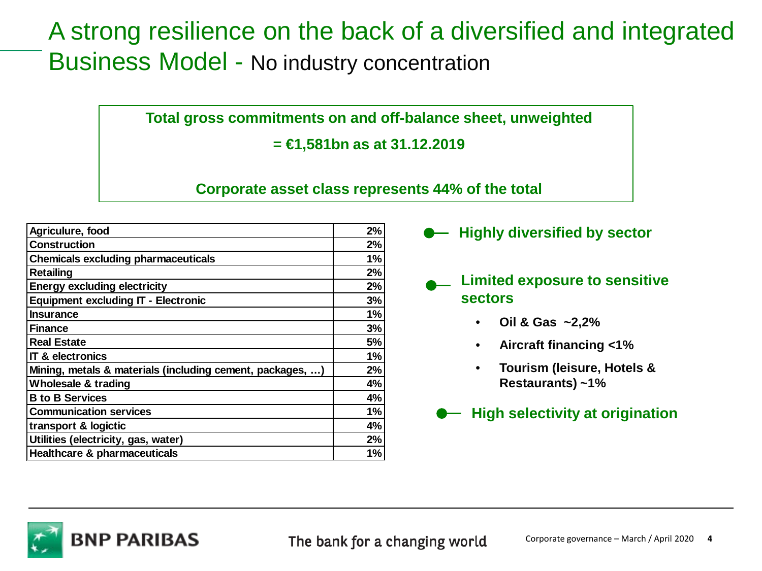# A strong resilience on the back of a diversified and integrated Business Model - No industry concentration

**Total gross commitments on and off-balance sheet, unweighted**

**= €1,581bn as at 31.12.2019**

**Corporate asset class represents 44% of the total**

| Sector | % |
|---|---|
| Agriculure, food | 2% |
| Construction | 2% |
| Chemicals excluding pharmaceuticals | 1% |
| Retailing | 2% |
| Energy excluding electricity | 2% |
| Equipment excluding IT - Electronic | 3% |
| Insurance | 1% |
| Finance | 3% |
| Real Estate | 5% |
| IT & electronics | 1% |
| Mining, metals & materials (including cement, packages, …) | 2% |
| Wholesale & trading | 4% |
| B to B Services | 4% |
| Communication services | 1% |
| transport & logictic | 4% |
| Utilities (electricity, gas, water) | 2% |
| Healthcare & pharmaceuticals | 1% |

- **Highly diversified by sector**
- **Limited exposure to sensitive sectors**
  - **Oil & Gas ~2,2%**
  - **Aircraft financing <1%**
  - **Tourism (leisure, Hotels & Restaurants) ~1%**
- **High selectivity at origination**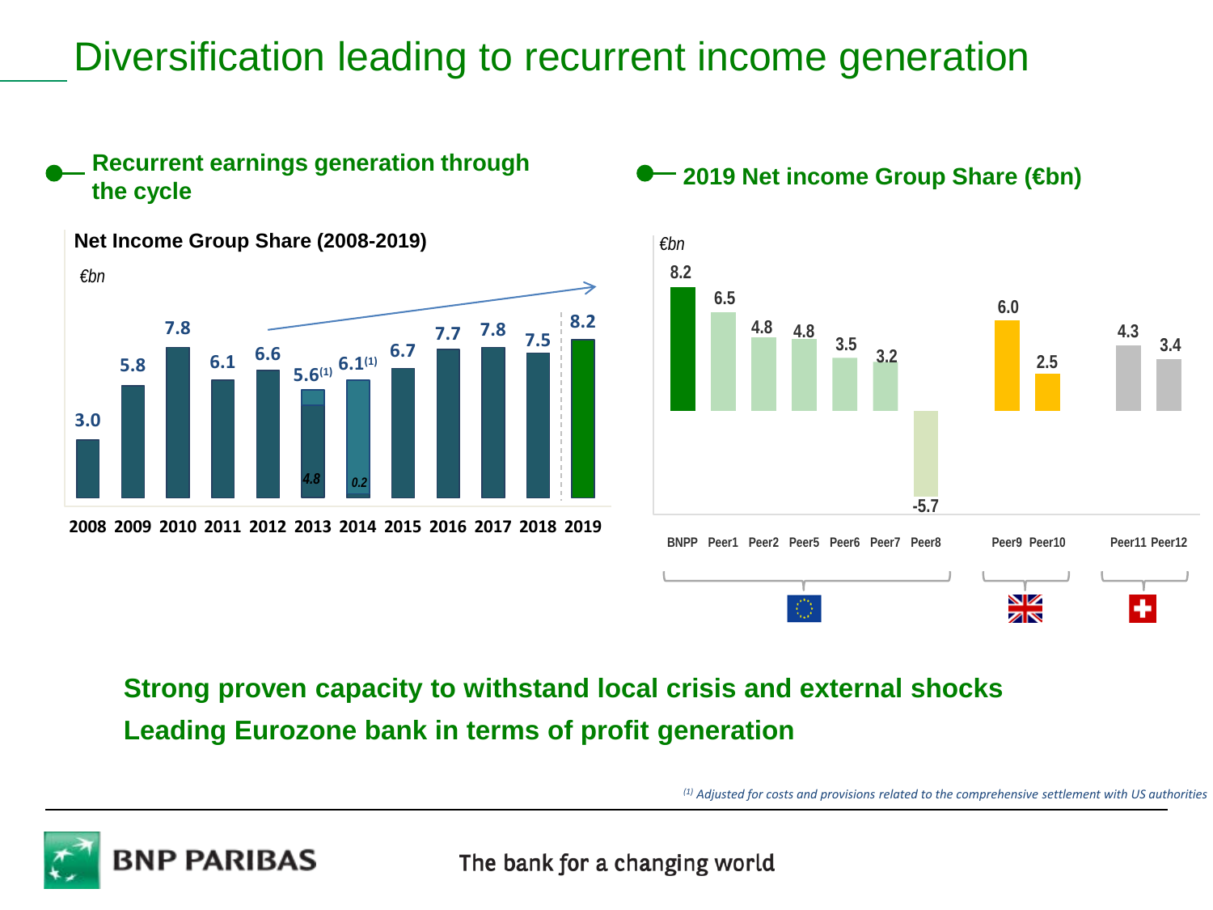# Diversification leading to recurrent income generation

## Recurrent earnings generation through the cycle

**Net Income Group Share (2008-2019)**

*€bn*

| Year | 2008 | 2009 | 2010 | 2011 | 2012 | 2013 | 2014 | 2015 | 2016 | 2017 | 2018 | 2019 |
|---|---|---|---|---|---|---|---|---|---|---|---|---|
| Net Income Group Share | 3.0 | 5.8 | 7.8 | 6.1 | 6.6 | 5.6[1] (4.8) | 6.1[1] (0.2) | 6.7 | 7.7 | 7.8 | 7.5 | 8.2 |

## 2019 Net income Group Share (€bn)

*€bn*

| | BNPP | Peer1 | Peer2 | Peer5 | Peer6 | Peer7 | Peer8 | Peer9 | Peer10 | Peer11 | Peer12 |
|---|---|---|---|---|---|---|---|---|---|---|---|
| Region | Eurozone | Eurozone | Eurozone | Eurozone | Eurozone | Eurozone | Eurozone | UK | UK | Switzerland | Switzerland |
| Net income | 8.2 | 6.5 | 4.8 | 4.8 | 3.5 | 3.2 | -5.7 | 6.0 | 2.5 | 4.3 | 3.4 |

**Strong proven capacity to withstand local crisis and external shocks**

**Leading Eurozone bank in terms of profit generation**

*[1] Adjusted for costs and provisions related to the comprehensive settlement with US authorities*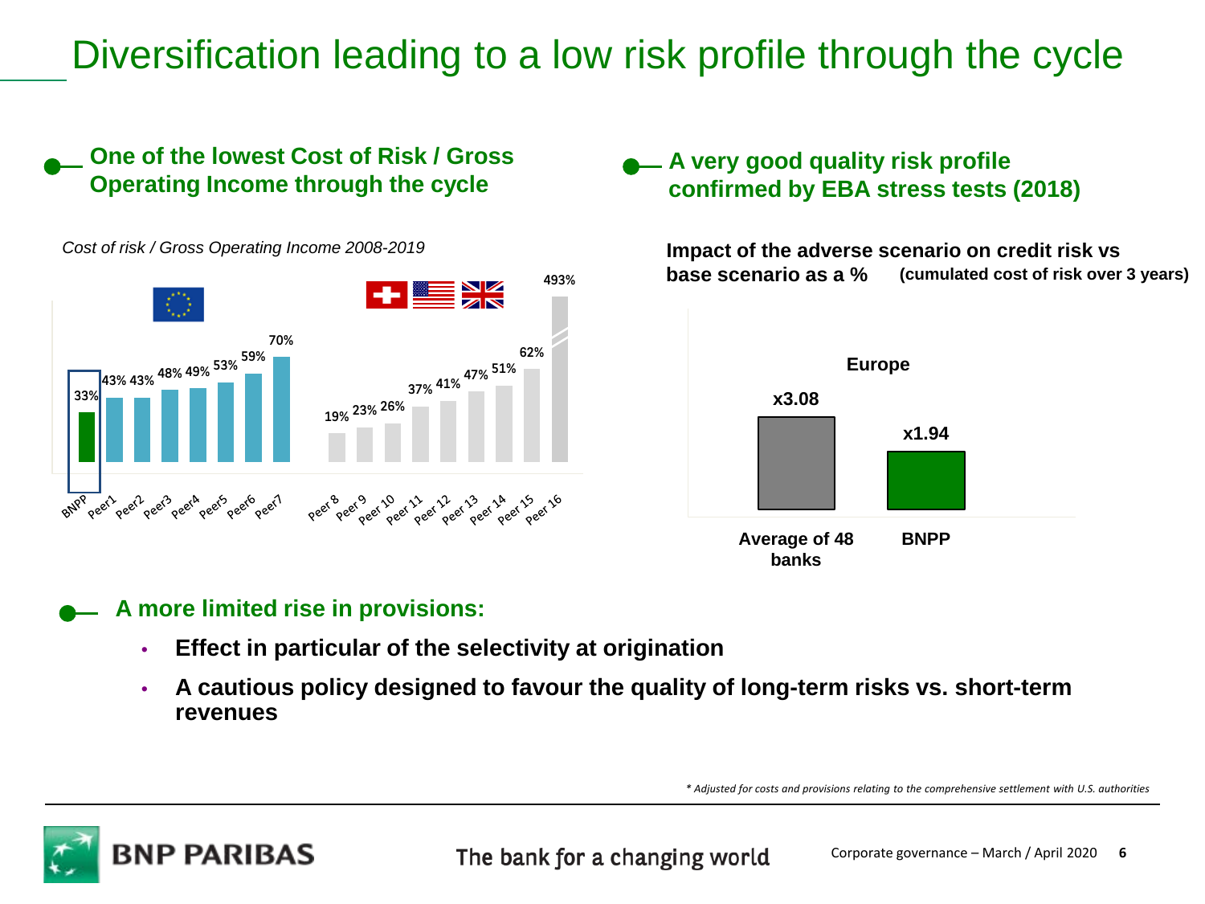# Diversification leading to a low risk profile through the cycle

## One of the lowest Cost of Risk / Gross Operating Income through the cycle

*Cost of risk / Gross Operating Income 2008-2019*

| | BNPP | Peer1 | Peer2 | Peer3 | Peer4 | Peer5 | Peer6 | Peer7 | Peer 8 | Peer 9 | Peer 10 | Peer 11 | Peer 12 | Peer 13 | Peer 14 | Peer 15 | Peer 16 |
|---|---|---|---|---|---|---|---|---|---|---|---|---|---|---|---|---|---|
| Cost of risk / GOI | 33% | 43% | 43% | 48% | 49% | 53% | 59% | 70% | 19% | 23% | 26% | 37% | 41% | 47% | 51% | 62% | 493% |

## A very good quality risk profile confirmed by EBA stress tests (2018)

**Impact of the adverse scenario on credit risk vs base scenario as a %** (cumulated cost of risk over 3 years)

**Europe**

| Average of 48 banks | BNPP |
|---|---|
| x3.08 | x1.94 |

## A more limited rise in provisions:

- **Effect in particular of the selectivity at origination**
- **A cautious policy designed to favour the quality of long-term risks vs. short-term revenues**

*\* Adjusted for costs and provisions relating to the comprehensive settlement with U.S. authorities*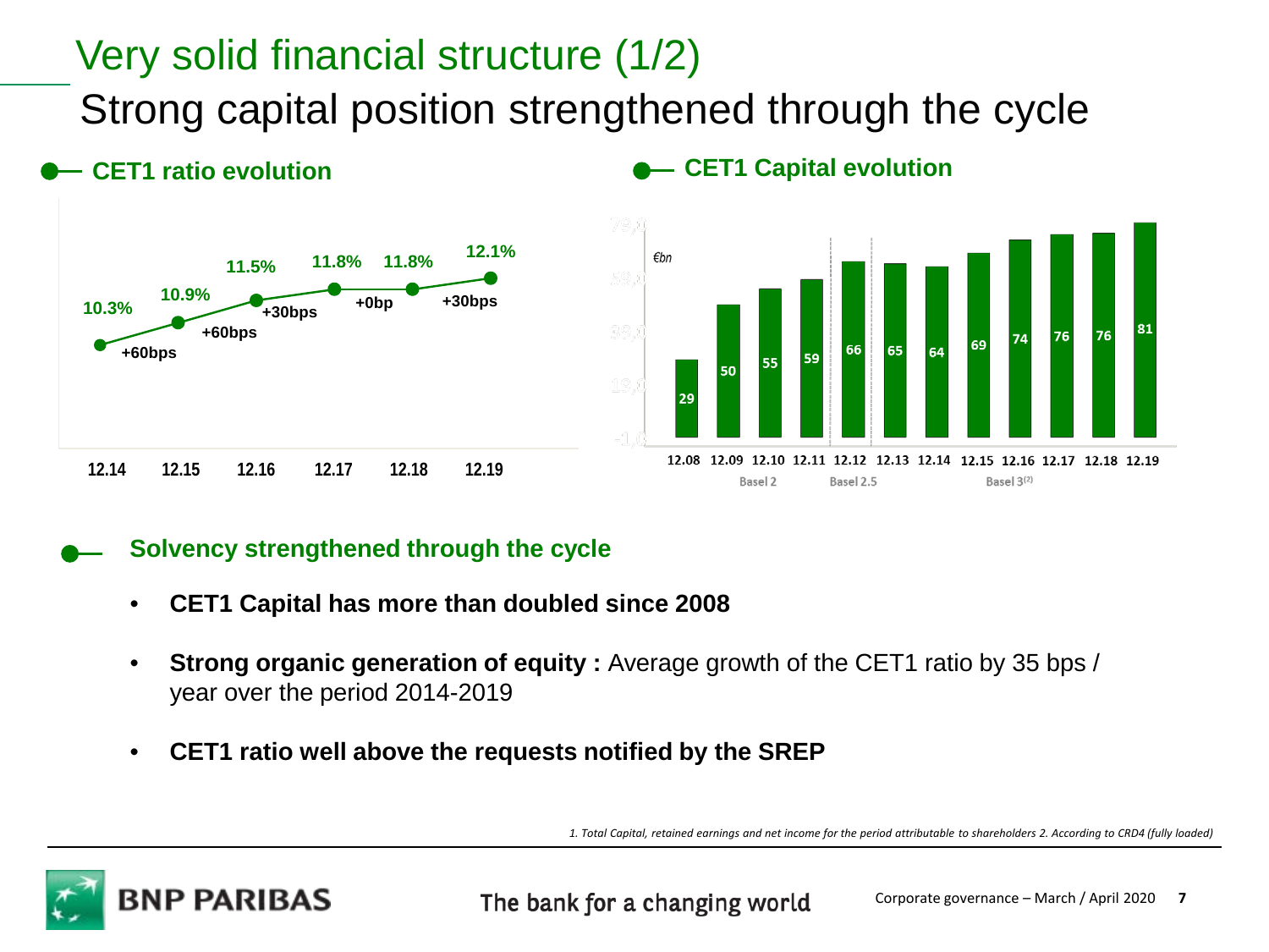# Very solid financial structure (1/2)

## Strong capital position strengthened through the cycle

### CET1 ratio evolution

| | 12.14 | 12.15 | 12.16 | 12.17 | 12.18 | 12.19 |
|---|---|---|---|---|---|---|
| CET1 ratio | 10.3% | 10.9% | 11.5% | 11.8% | 11.8% | 12.1% |
| Change | | +60bps | +60bps | +30bps | +0bp | +30bps |

### CET1 Capital evolution

€bn

| | 12.08 | 12.09 | 12.10 | 12.11 | 12.12 | 12.13 | 12.14 | 12.15 | 12.16 | 12.17 | 12.18 | 12.19 |
|---|---|---|---|---|---|---|---|---|---|---|---|---|
| CET1 Capital | 29 | 50 | 55 | 59 | 66 | 65 | 64 | 69 | 74 | 76 | 76 | 81 |

Basel 2 (12.08–12.11) | Basel 2.5 (12.12) | Basel 3[2] (12.13–12.19)

### Solvency strengthened through the cycle

- **CET1 Capital has more than doubled since 2008**
- **Strong organic generation of equity :** Average growth of the CET1 ratio by 35 bps / year over the period 2014-2019
- **CET1 ratio well above the requests notified by the SREP**

*1. Total Capital, retained earnings and net income for the period attributable to shareholders 2. According to CRD4 (fully loaded)*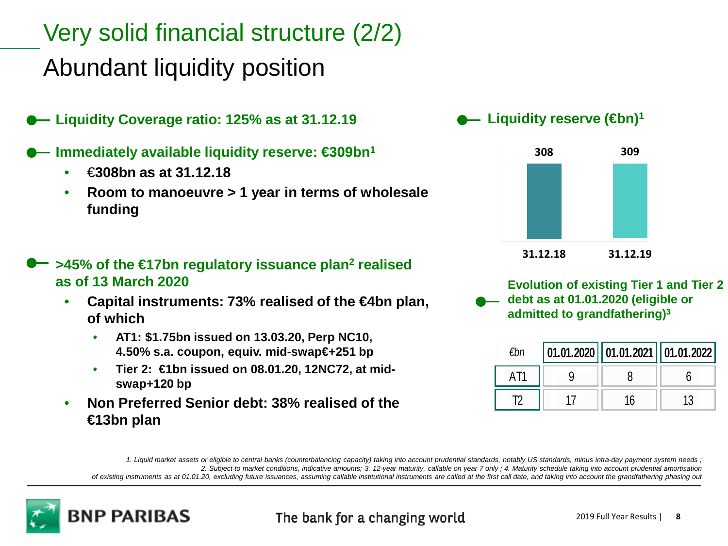# Very solid financial structure (2/2)

## Abundant liquidity position

- **Liquidity Coverage ratio: 125% as at 31.12.19**
- **Immediately available liquidity reserve: €309bn[1]**
  - **€308bn as at 31.12.18**
  - **Room to manoeuvre > 1 year in terms of wholesale funding**
- **>45% of the €17bn regulatory issuance plan[2] realised as of 13 March 2020**
  - **Capital instruments: 73% realised of the €4bn plan, of which**
    - **AT1: $1.75bn issued on 13.03.20, Perp NC10, 4.50% s.a. coupon, equiv. mid-swap€+251 bp**
    - **Tier 2: €1bn issued on 08.01.20, 12NC7[2], at mid-swap+120 bp**
  - **Non Preferred Senior debt: 38% realised of the €13bn plan**

**Liquidity reserve (€bn)[1]**

308
309
31.12.18
31.12.19

**Evolution of existing Tier 1 and Tier 2 debt as at 01.01.2020 (eligible or admitted to grandfathering)[3]**

| €bn | 01.01.2020 | 01.01.2021 | 01.01.2022 |
|---|---|---|---|
| AT1 | 9 | 8 | 6 |
| T2 | 17 | 16 | 13 |

*1. Liquid market assets or eligible to central banks (counterbalancing capacity) taking into account prudential standards, notably US standards, minus intra-day payment system needs ; 2. Subject to market conditions, indicative amounts; 3. 12-year maturity, callable on year 7 only ; 4. Maturity schedule taking into account prudential amortisation of existing instruments as at 01.01.20, excluding future issuances, assuming callable institutional instruments are called at the first call date, and taking into account the grandfathering phasing out*